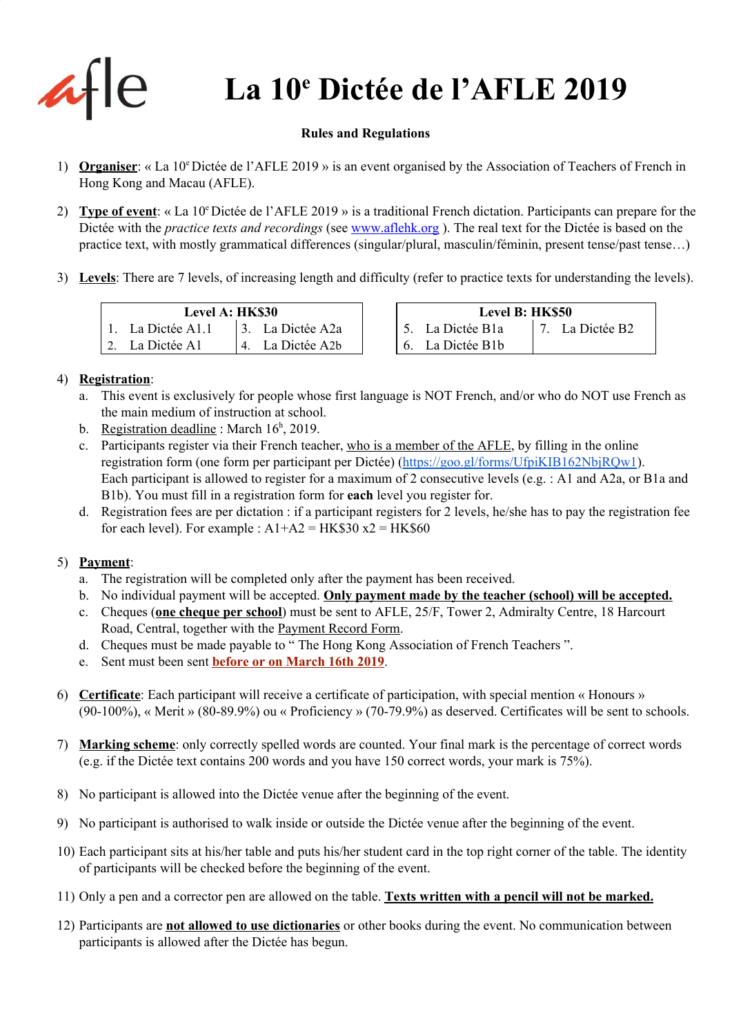# La 10e Dictée de l'AFLE 2019

**Rules and Regulations**

1) **Organiser**: « La 10e Dictée de l'AFLE 2019 » is an event organised by the Association of Teachers of French in Hong Kong and Macau (AFLE).

2) **Type of event**: « La 10e Dictée de l'AFLE 2019 » is a traditional French dictation. Participants can prepare for the Dictée with the *practice texts and recordings* (see www.aflehk.org ). The real text for the Dictée is based on the practice text, with mostly grammatical differences (singular/plural, masculin/féminin, present tense/past tense…)

3) **Levels**: There are 7 levels, of increasing length and difficulty (refer to practice texts for understanding the levels).

| Level A: HK$30 | |
|---|---|
| 1. La Dictée A1.1 | 3. La Dictée A2a |
| 2. La Dictée A1 | 4. La Dictée A2b |

| Level B: HK$50 | |
|---|---|
| 5. La Dictée B1a | 7. La Dictée B2 |
| 6. La Dictée B1b | |

4) **Registration**:
   a. This event is exclusively for people whose first language is NOT French, and/or who do NOT use French as the main medium of instruction at school.
   b. Registration deadline : March 16th, 2019.
   c. Participants register via their French teacher, who is a member of the AFLE, by filling in the online registration form (one form per participant per Dictée) (https://goo.gl/forms/UfpiKIB162NbjRQw1). Each participant is allowed to register for a maximum of 2 consecutive levels (e.g. : A1 and A2a, or B1a and B1b). You must fill in a registration form for **each** level you register for.
   d. Registration fees are per dictation : if a participant registers for 2 levels, he/she has to pay the registration fee for each level). For example : A1+A2 = HK$30 x2 = HK$60

5) **Payment**:
   a. The registration will be completed only after the payment has been received.
   b. No individual payment will be accepted. **Only payment made by the teacher (school) will be accepted.**
   c. Cheques (**one cheque per school**) must be sent to AFLE, 25/F, Tower 2, Admiralty Centre, 18 Harcourt Road, Central, together with the Payment Record Form.
   d. Cheques must be made payable to " The Hong Kong Association of French Teachers ".
   e. Sent must been sent **before or on March 16th 2019**.

6) **Certificate**: Each participant will receive a certificate of participation, with special mention « Honours » (90-100%), « Merit » (80-89.9%) ou « Proficiency » (70-79.9%) as deserved. Certificates will be sent to schools.

7) **Marking scheme**: only correctly spelled words are counted. Your final mark is the percentage of correct words (e.g. if the Dictée text contains 200 words and you have 150 correct words, your mark is 75%).

8) No participant is allowed into the Dictée venue after the beginning of the event.

9) No participant is authorised to walk inside or outside the Dictée venue after the beginning of the event.

10) Each participant sits at his/her table and puts his/her student card in the top right corner of the table. The identity of participants will be checked before the beginning of the event.

11) Only a pen and a corrector pen are allowed on the table. **Texts written with a pencil will not be marked.**

12) Participants are **not allowed to use dictionaries** or other books during the event. No communication between participants is allowed after the Dictée has begun.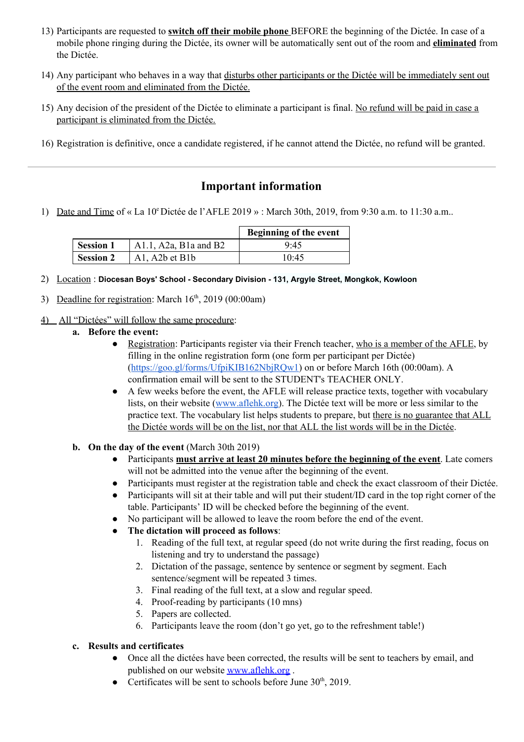13) Participants are requested to **switch off their mobile phone** BEFORE the beginning of the Dictée. In case of a mobile phone ringing during the Dictée, its owner will be automatically sent out of the room and **eliminated** from the Dictée.

14) Any participant who behaves in a way that disturbs other participants or the Dictée will be immediately sent out of the event room and eliminated from the Dictée.

15) Any decision of the president of the Dictée to eliminate a participant is final. No refund will be paid in case a participant is eliminated from the Dictée.

16) Registration is definitive, once a candidate registered, if he cannot attend the Dictée, no refund will be granted.

---

## Important information

1) Date and Time of « La 10e Dictée de l'AFLE 2019 » : March 30th, 2019, from 9:30 a.m. to 11:30 a.m..

| | | Beginning of the event |
|---|---|---|
| **Session 1** | A1.1, A2a, B1a and B2 | 9:45 |
| **Session 2** | A1, A2b et B1b | 10:45 |

2) Location : **Diocesan Boys' School - Secondary Division - 131, Argyle Street, Mongkok, Kowloon**

3) Deadline for registration: March 16th, 2019 (00:00am)

4) All "Dictées" will follow the same procedure:

   **a. Before the event:**
   - Registration: Participants register via their French teacher, who is a member of the AFLE, by filling in the online registration form (one form per participant per Dictée) (https://goo.gl/forms/UfpiKIB162NbjRQw1) on or before March 16th (00:00am). A confirmation email will be sent to the STUDENT's TEACHER ONLY.
   - A few weeks before the event, the AFLE will release practice texts, together with vocabulary lists, on their website (www.aflehk.org). The Dictée text will be more or less similar to the practice text. The vocabulary list helps students to prepare, but there is no guarantee that ALL the Dictée words will be on the list, nor that ALL the list words will be in the Dictée.

   **b. On the day of the event** (March 30th 2019)
   - Participants **must arrive at least 20 minutes before the beginning of the event**. Late comers will not be admitted into the venue after the beginning of the event.
   - Participants must register at the registration table and check the exact classroom of their Dictée.
   - Participants will sit at their table and will put their student/ID card in the top right corner of the table. Participants' ID will be checked before the beginning of the event.
   - No participant will be allowed to leave the room before the end of the event.
   - **The dictation will proceed as follows**:
     1. Reading of the full text, at regular speed (do not write during the first reading, focus on listening and try to understand the passage)
     2. Dictation of the passage, sentence by sentence or segment by segment. Each sentence/segment will be repeated 3 times.
     3. Final reading of the full text, at a slow and regular speed.
     4. Proof-reading by participants (10 mns)
     5. Papers are collected.
     6. Participants leave the room (don't go yet, go to the refreshment table!)

   **c. Results and certificates**
   - Once all the dictées have been corrected, the results will be sent to teachers by email, and published on our website www.aflehk.org .
   - Certificates will be sent to schools before June 30th, 2019.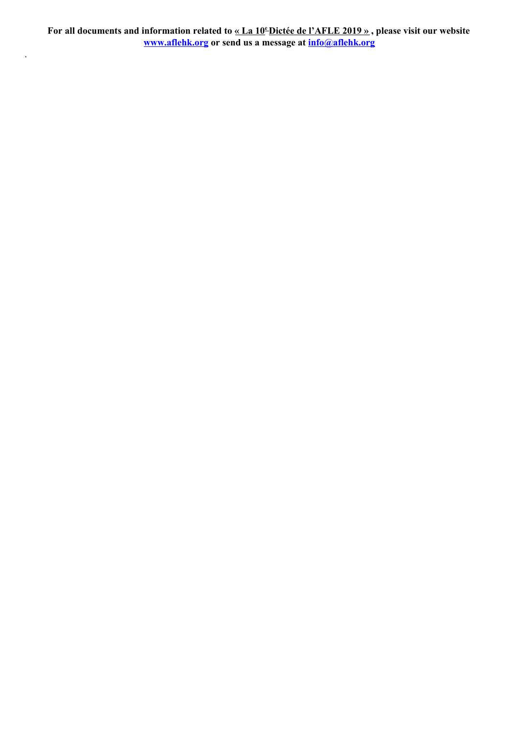**For all documents and information related to « La 10[e] Dictée de l'AFLE 2019 » , please visit our website [www.aflehk.org](http://www.aflehk.org) or send us a message at [info@aflehk.org](mailto:info@aflehk.org)**

.